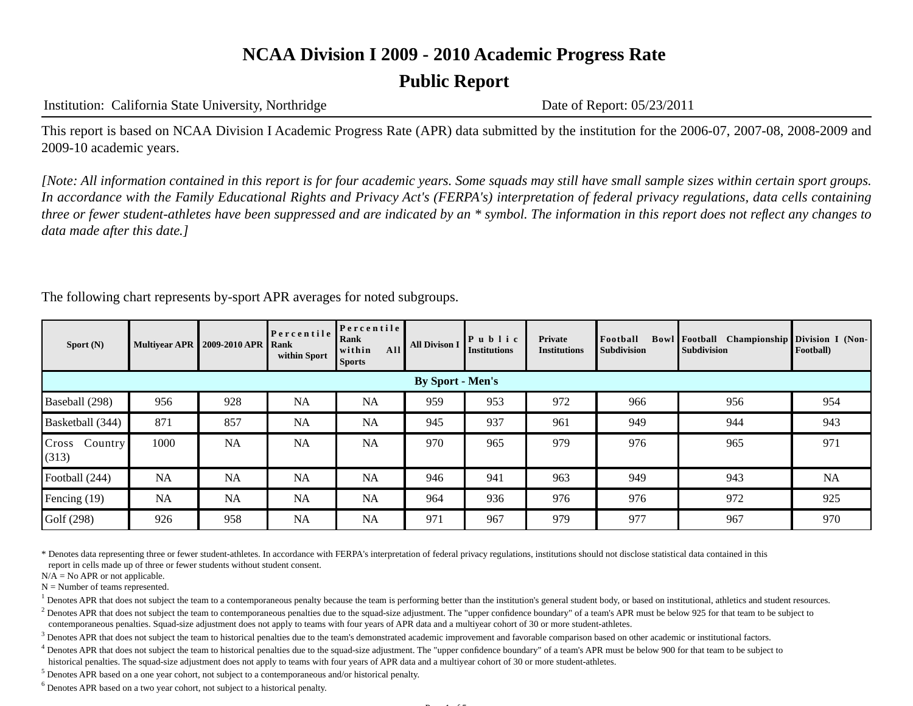# NCAA Division I 2009 - 2010 Academic Progress Rate

## Public Report

Institution: California State University, Northridge    Date of Report: 05/23/2011

This report is based on NCAA Division I Academic Progress Rate (APR) data submitted by the institution for the 2006-07, 2007-08, 2008-2009 and 2009-10 academic years.

*[Note: All information contained in this report is for four academic years. Some squads may still have small sample sizes within certain sport groups. In accordance with the Family Educational Rights and Privacy Act's (FERPA's) interpretation of federal privacy regulations, data cells containing three or fewer student-athletes have been suppressed and are indicated by an * symbol. The information in this report does not reflect any changes to data made after this date.]*

The following chart represents by-sport APR averages for noted subgroups.

| Sport (N) | Multiyear APR | 2009-2010 APR | Percentile Rank within Sport | Percentile Rank within All Sports | All Divison I | Public Institutions | Private Institutions | Football Bowl Subdivision | Football Championship Subdivision | Division I (Non-Football) |
|---|---|---|---|---|---|---|---|---|---|---|
| **By Sport - Men's** | | | | | | | | | | |
| Baseball (298) | 956 | 928 | NA | NA | 959 | 953 | 972 | 966 | 956 | 954 |
| Basketball (344) | 871 | 857 | NA | NA | 945 | 937 | 961 | 949 | 944 | 943 |
| Cross Country (313) | 1000 | NA | NA | NA | 970 | 965 | 979 | 976 | 965 | 971 |
| Football (244) | NA | NA | NA | NA | 946 | 941 | 963 | 949 | 943 | NA |
| Fencing (19) | NA | NA | NA | NA | 964 | 936 | 976 | 976 | 972 | 925 |
| Golf (298) | 926 | 958 | NA | NA | 971 | 967 | 979 | 977 | 967 | 970 |

\* Denotes data representing three or fewer student-athletes. In accordance with FERPA's interpretation of federal privacy regulations, institutions should not disclose statistical data contained in this report in cells made up of three or fewer students without student consent.

N/A = No APR or not applicable.

N = Number of teams represented.

[1] Denotes APR that does not subject the team to a contemporaneous penalty because the team is performing better than the institution's general student body, or based on institutional, athletics and student resources.

[2] Denotes APR that does not subject the team to contemporaneous penalties due to the squad-size adjustment. The "upper confidence boundary" of a team's APR must be below 925 for that team to be subject to contemporaneous penalties. Squad-size adjustment does not apply to teams with four years of APR data and a multiyear cohort of 30 or more student-athletes.

[3] Denotes APR that does not subject the team to historical penalties due to the team's demonstrated academic improvement and favorable comparison based on other academic or institutional factors.

[4] Denotes APR that does not subject the team to historical penalties due to the squad-size adjustment. The "upper confidence boundary" of a team's APR must be below 900 for that team to be subject to historical penalties. The squad-size adjustment does not apply to teams with four years of APR data and a multiyear cohort of 30 or more student-athletes.

[5] Denotes APR based on a one year cohort, not subject to a contemporaneous and/or historical penalty.

[6] Denotes APR based on a two year cohort, not subject to a historical penalty.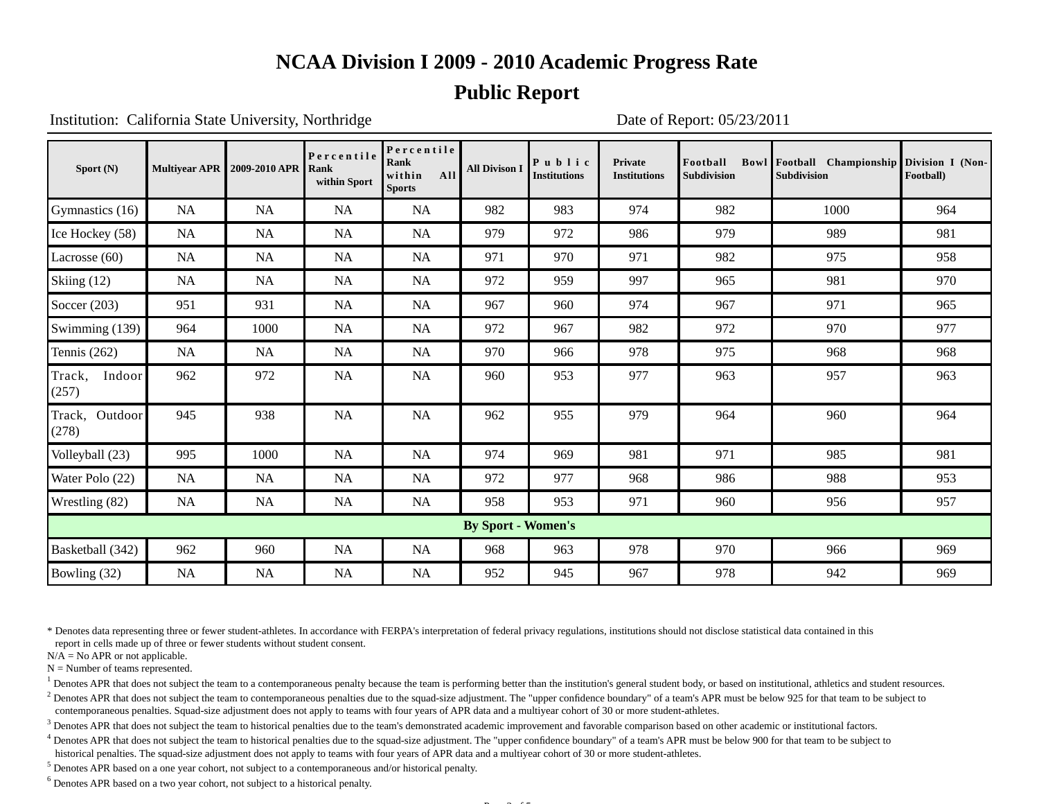# NCAA Division I 2009 - 2010 Academic Progress Rate

## Public Report

Institution: California State University, Northridge

Date of Report: 05/23/2011

| Sport (N) | Multiyear APR | 2009-2010 APR | Percentile Rank within Sport | Percentile Rank within All Sports | All Divison I | Public Institutions | Private Institutions | Football Bowl Subdivision | Football Championship Subdivision | Division I (Non-Football) |
|---|---|---|---|---|---|---|---|---|---|---|
| Gymnastics (16) | NA | NA | NA | NA | 982 | 983 | 974 | 982 | 1000 | 964 |
| Ice Hockey (58) | NA | NA | NA | NA | 979 | 972 | 986 | 979 | 989 | 981 |
| Lacrosse (60) | NA | NA | NA | NA | 971 | 970 | 971 | 982 | 975 | 958 |
| Skiing (12) | NA | NA | NA | NA | 972 | 959 | 997 | 965 | 981 | 970 |
| Soccer (203) | 951 | 931 | NA | NA | 967 | 960 | 974 | 967 | 971 | 965 |
| Swimming (139) | 964 | 1000 | NA | NA | 972 | 967 | 982 | 972 | 970 | 977 |
| Tennis (262) | NA | NA | NA | NA | 970 | 966 | 978 | 975 | 968 | 968 |
| Track, Indoor (257) | 962 | 972 | NA | NA | 960 | 953 | 977 | 963 | 957 | 963 |
| Track, Outdoor (278) | 945 | 938 | NA | NA | 962 | 955 | 979 | 964 | 960 | 964 |
| Volleyball (23) | 995 | 1000 | NA | NA | 974 | 969 | 981 | 971 | 985 | 981 |
| Water Polo (22) | NA | NA | NA | NA | 972 | 977 | 968 | 986 | 988 | 953 |
| Wrestling (82) | NA | NA | NA | NA | 958 | 953 | 971 | 960 | 956 | 957 |
| **By Sport - Women's** | | | | | | | | | | |
| Basketball (342) | 962 | 960 | NA | NA | 968 | 963 | 978 | 970 | 966 | 969 |
| Bowling (32) | NA | NA | NA | NA | 952 | 945 | 967 | 978 | 942 | 969 |

\* Denotes data representing three or fewer student-athletes. In accordance with FERPA's interpretation of federal privacy regulations, institutions should not disclose statistical data contained in this report in cells made up of three or fewer students without student consent.

N/A = No APR or not applicable.

N = Number of teams represented.

[1] Denotes APR that does not subject the team to a contemporaneous penalty because the team is performing better than the institution's general student body, or based on institutional, athletics and student resources.

[2] Denotes APR that does not subject the team to contemporaneous penalties due to the squad-size adjustment. The "upper confidence boundary" of a team's APR must be below 925 for that team to be subject to contemporaneous penalties. Squad-size adjustment does not apply to teams with four years of APR data and a multiyear cohort of 30 or more student-athletes.

[3] Denotes APR that does not subject the team to historical penalties due to the team's demonstrated academic improvement and favorable comparison based on other academic or institutional factors.

[4] Denotes APR that does not subject the team to historical penalties due to the squad-size adjustment. The "upper confidence boundary" of a team's APR must be below 900 for that team to be subject to historical penalties. The squad-size adjustment does not apply to teams with four years of APR data and a multiyear cohort of 30 or more student-athletes.

[5] Denotes APR based on a one year cohort, not subject to a contemporaneous and/or historical penalty.

[6] Denotes APR based on a two year cohort, not subject to a historical penalty.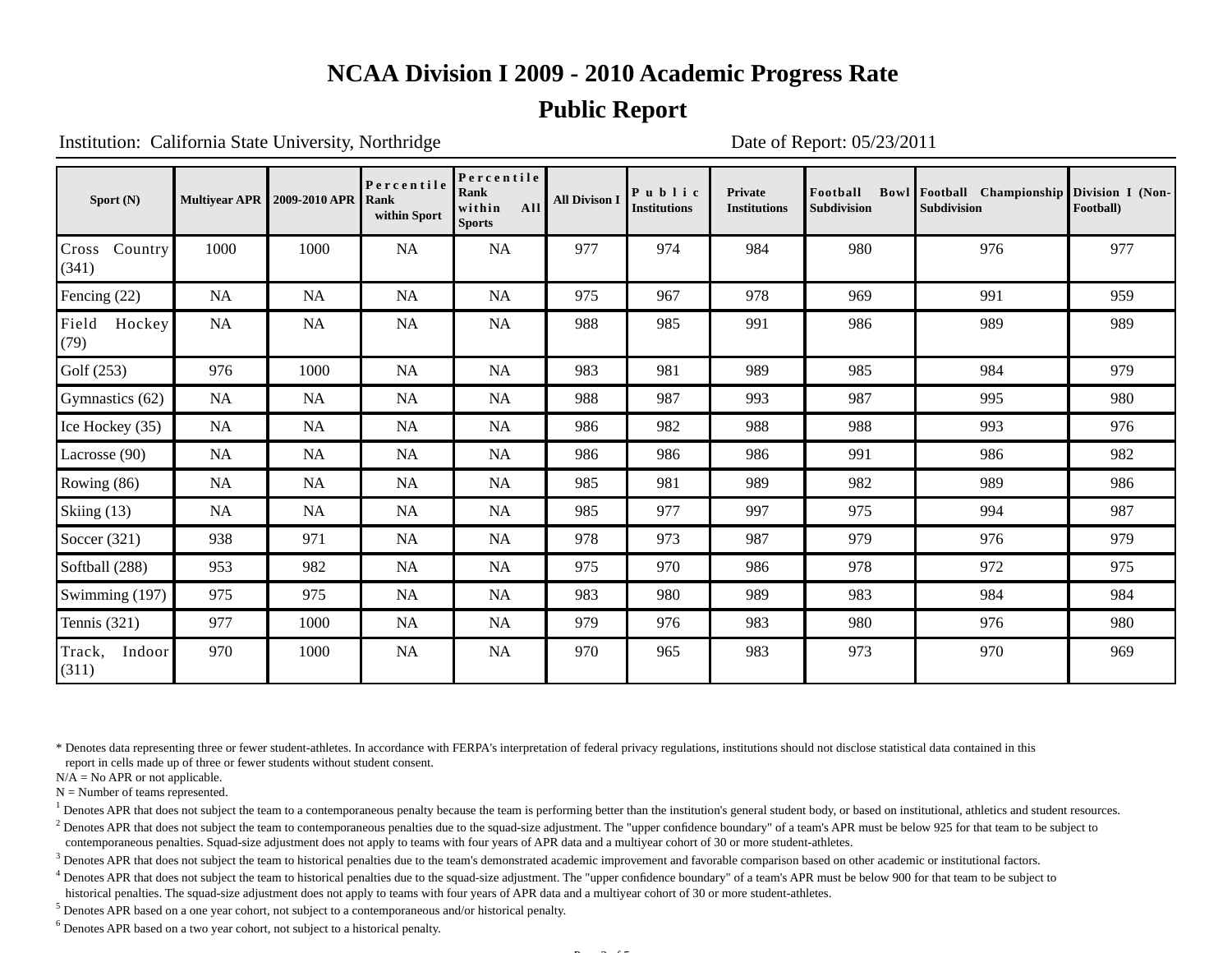# NCAA Division I 2009 - 2010 Academic Progress Rate

## Public Report

Institution: California State University, Northridge Date of Report: 05/23/2011

| Sport (N) | Multiyear APR | 2009-2010 APR | Percentile Rank within Sport | Percentile Rank within All Sports | All Divison I | Public Institutions | Private Institutions | Football Bowl Subdivision | Football Championship Subdivision | Division I (Non-Football) |
|---|---|---|---|---|---|---|---|---|---|---|
| Cross Country (341) | 1000 | 1000 | NA | NA | 977 | 974 | 984 | 980 | 976 | 977 |
| Fencing (22) | NA | NA | NA | NA | 975 | 967 | 978 | 969 | 991 | 959 |
| Field Hockey (79) | NA | NA | NA | NA | 988 | 985 | 991 | 986 | 989 | 989 |
| Golf (253) | 976 | 1000 | NA | NA | 983 | 981 | 989 | 985 | 984 | 979 |
| Gymnastics (62) | NA | NA | NA | NA | 988 | 987 | 993 | 987 | 995 | 980 |
| Ice Hockey (35) | NA | NA | NA | NA | 986 | 982 | 988 | 988 | 993 | 976 |
| Lacrosse (90) | NA | NA | NA | NA | 986 | 986 | 986 | 991 | 986 | 982 |
| Rowing (86) | NA | NA | NA | NA | 985 | 981 | 989 | 982 | 989 | 986 |
| Skiing (13) | NA | NA | NA | NA | 985 | 977 | 997 | 975 | 994 | 987 |
| Soccer (321) | 938 | 971 | NA | NA | 978 | 973 | 987 | 979 | 976 | 979 |
| Softball (288) | 953 | 982 | NA | NA | 975 | 970 | 986 | 978 | 972 | 975 |
| Swimming (197) | 975 | 975 | NA | NA | 983 | 980 | 989 | 983 | 984 | 984 |
| Tennis (321) | 977 | 1000 | NA | NA | 979 | 976 | 983 | 980 | 976 | 980 |
| Track, Indoor (311) | 970 | 1000 | NA | NA | 970 | 965 | 983 | 973 | 970 | 969 |

* Denotes data representing three or fewer student-athletes. In accordance with FERPA's interpretation of federal privacy regulations, institutions should not disclose statistical data contained in this report in cells made up of three or fewer students without student consent.

N/A = No APR or not applicable.

N = Number of teams represented.

[1] Denotes APR that does not subject the team to a contemporaneous penalty because the team is performing better than the institution's general student body, or based on institutional, athletics and student resources.

[2] Denotes APR that does not subject the team to contemporaneous penalties due to the squad-size adjustment. The "upper confidence boundary" of a team's APR must be below 925 for that team to be subject to contemporaneous penalties. Squad-size adjustment does not apply to teams with four years of APR data and a multiyear cohort of 30 or more student-athletes.

[3] Denotes APR that does not subject the team to historical penalties due to the team's demonstrated academic improvement and favorable comparison based on other academic or institutional factors.

[4] Denotes APR that does not subject the team to historical penalties due to the squad-size adjustment. The "upper confidence boundary" of a team's APR must be below 900 for that team to be subject to historical penalties. The squad-size adjustment does not apply to teams with four years of APR data and a multiyear cohort of 30 or more student-athletes.

[5] Denotes APR based on a one year cohort, not subject to a contemporaneous and/or historical penalty.

[6] Denotes APR based on a two year cohort, not subject to a historical penalty.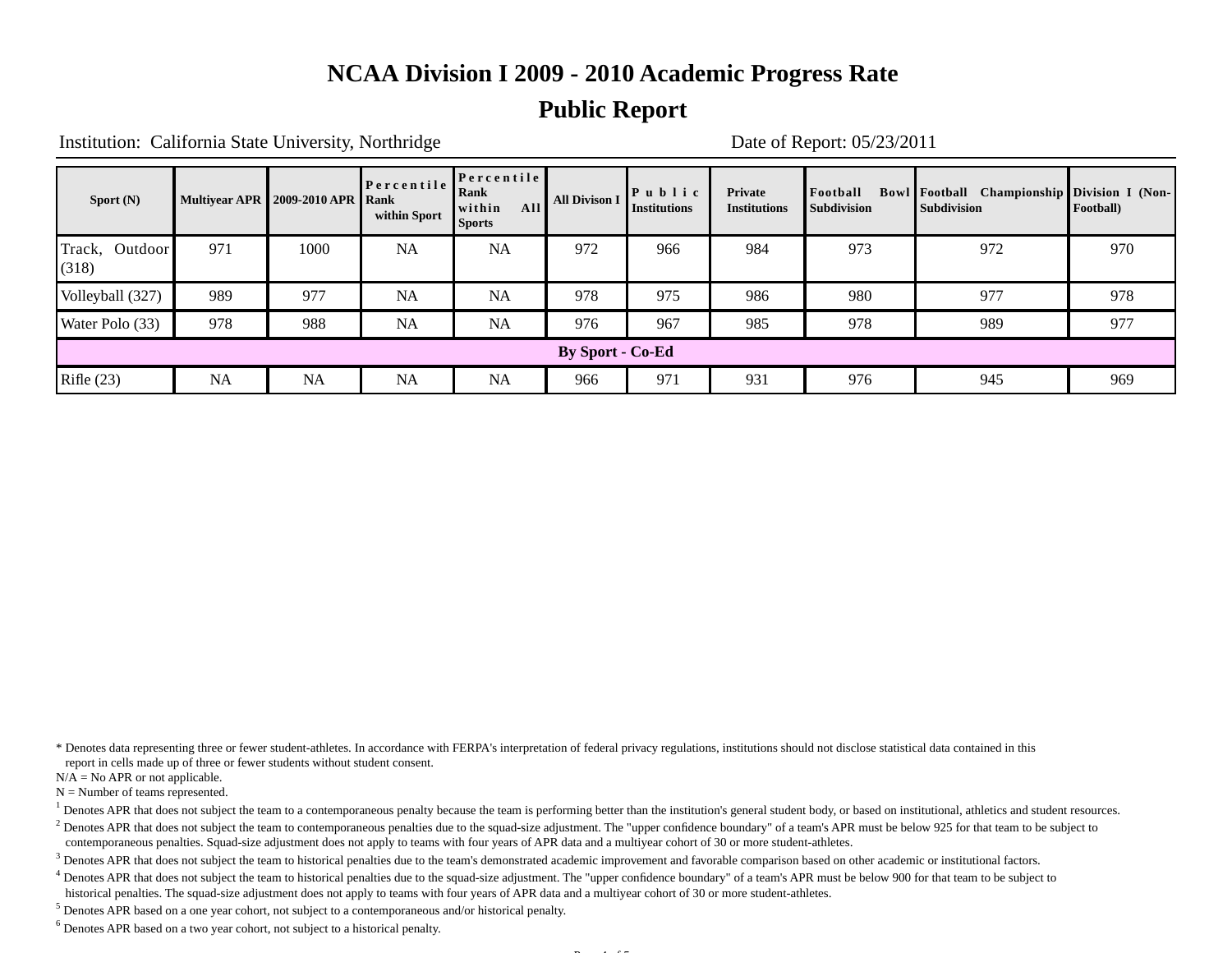# NCAA Division I 2009 - 2010 Academic Progress Rate

## Public Report

Institution: California State University, Northridge    Date of Report: 05/23/2011

| Sport (N) | Multiyear APR | 2009-2010 APR | Percentile Rank within Sport | Percentile Rank within All Sports | All Divison I | Public Institutions | Private Institutions | Football Bowl Subdivision | Football Championship Subdivision | Division I (Non-Football) |
|---|---|---|---|---|---|---|---|---|---|---|
| Track, Outdoor (318) | 971 | 1000 | NA | NA | 972 | 966 | 984 | 973 | 972 | 970 |
| Volleyball (327) | 989 | 977 | NA | NA | 978 | 975 | 986 | 980 | 977 | 978 |
| Water Polo (33) | 978 | 988 | NA | NA | 976 | 967 | 985 | 978 | 989 | 977 |
| **By Sport - Co-Ed** | | | | | | | | | | |
| Rifle (23) | NA | NA | NA | NA | 966 | 971 | 931 | 976 | 945 | 969 |

* Denotes data representing three or fewer student-athletes. In accordance with FERPA's interpretation of federal privacy regulations, institutions should not disclose statistical data contained in this report in cells made up of three or fewer students without student consent.

N/A = No APR or not applicable.

N = Number of teams represented.

[1] Denotes APR that does not subject the team to a contemporaneous penalty because the team is performing better than the institution's general student body, or based on institutional, athletics and student resources.

[2] Denotes APR that does not subject the team to contemporaneous penalties due to the squad-size adjustment. The "upper confidence boundary" of a team's APR must be below 925 for that team to be subject to contemporaneous penalties. Squad-size adjustment does not apply to teams with four years of APR data and a multiyear cohort of 30 or more student-athletes.

[3] Denotes APR that does not subject the team to historical penalties due to the team's demonstrated academic improvement and favorable comparison based on other academic or institutional factors.

[4] Denotes APR that does not subject the team to historical penalties due to the squad-size adjustment. The "upper confidence boundary" of a team's APR must be below 900 for that team to be subject to historical penalties. The squad-size adjustment does not apply to teams with four years of APR data and a multiyear cohort of 30 or more student-athletes.

[5] Denotes APR based on a one year cohort, not subject to a contemporaneous and/or historical penalty.

[6] Denotes APR based on a two year cohort, not subject to a historical penalty.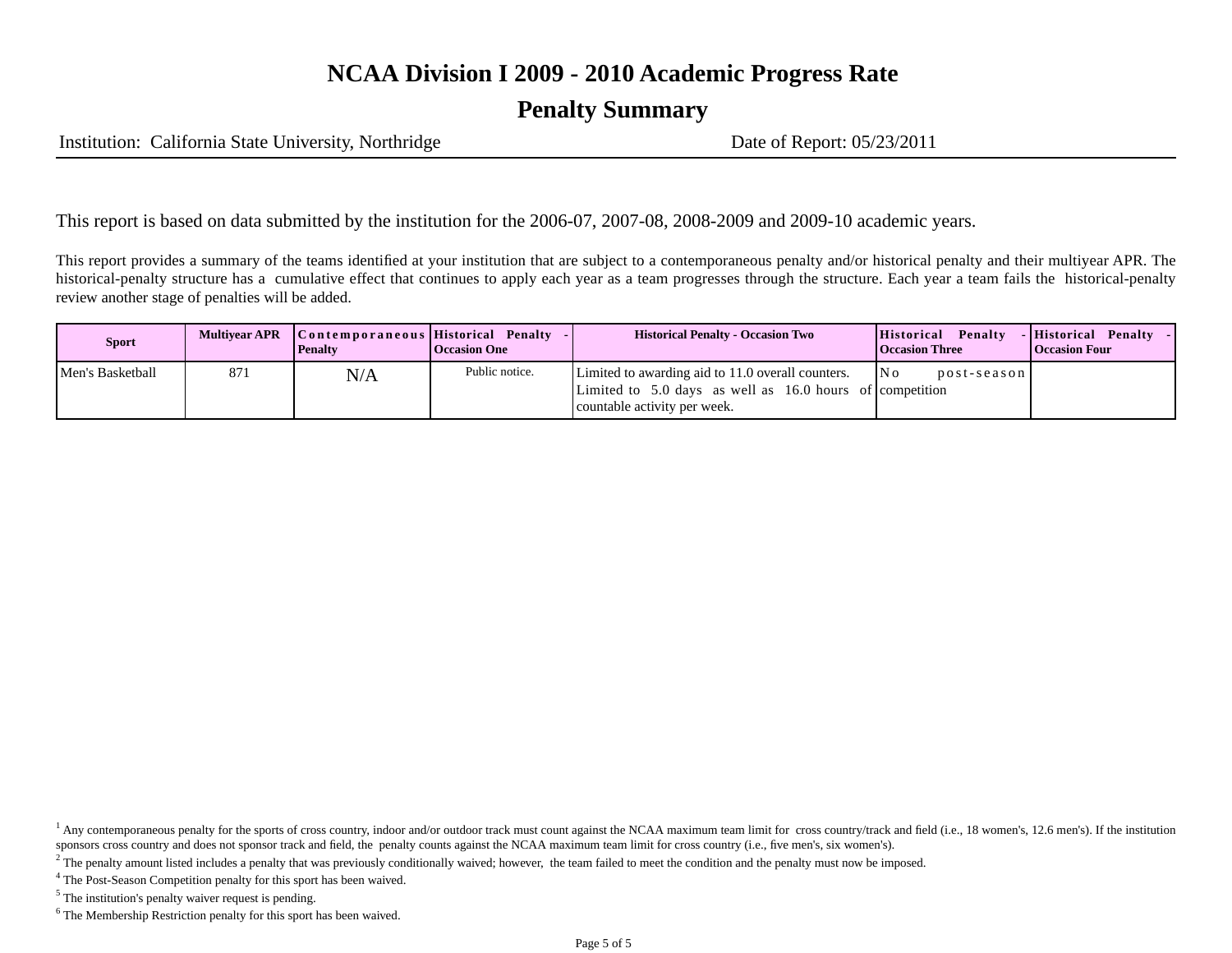# NCAA Division I 2009 - 2010 Academic Progress Rate

## Penalty Summary

Institution: California State University, Northridge    Date of Report: 05/23/2011

This report is based on data submitted by the institution for the 2006-07, 2007-08, 2008-2009 and 2009-10 academic years.

This report provides a summary of the teams identified at your institution that are subject to a contemporaneous penalty and/or historical penalty and their multiyear APR. The historical-penalty structure has a cumulative effect that continues to apply each year as a team progresses through the structure. Each year a team fails the historical-penalty review another stage of penalties will be added.

| Sport | Multiyear APR | Contemporaneous Penalty | Historical Penalty - Occasion One | Historical Penalty - Occasion Two | Historical Penalty - Occasion Three | Historical Penalty - Occasion Four |
|---|---|---|---|---|---|---|
| Men's Basketball | 871 | N/A | Public notice. | Limited to awarding aid to 11.0 overall counters. Limited to 5.0 days as well as 16.0 hours of countable activity per week. | No post-season competition | |

[1] Any contemporaneous penalty for the sports of cross country, indoor and/or outdoor track must count against the NCAA maximum team limit for cross country/track and field (i.e., 18 women's, 12.6 men's). If the institution sponsors cross country and does not sponsor track and field, the penalty counts against the NCAA maximum team limit for cross country (i.e., five men's, six women's).

[2] The penalty amount listed includes a penalty that was previously conditionally waived; however, the team failed to meet the condition and the penalty must now be imposed.

[4] The Post-Season Competition penalty for this sport has been waived.

[5] The institution's penalty waiver request is pending.

[6] The Membership Restriction penalty for this sport has been waived.